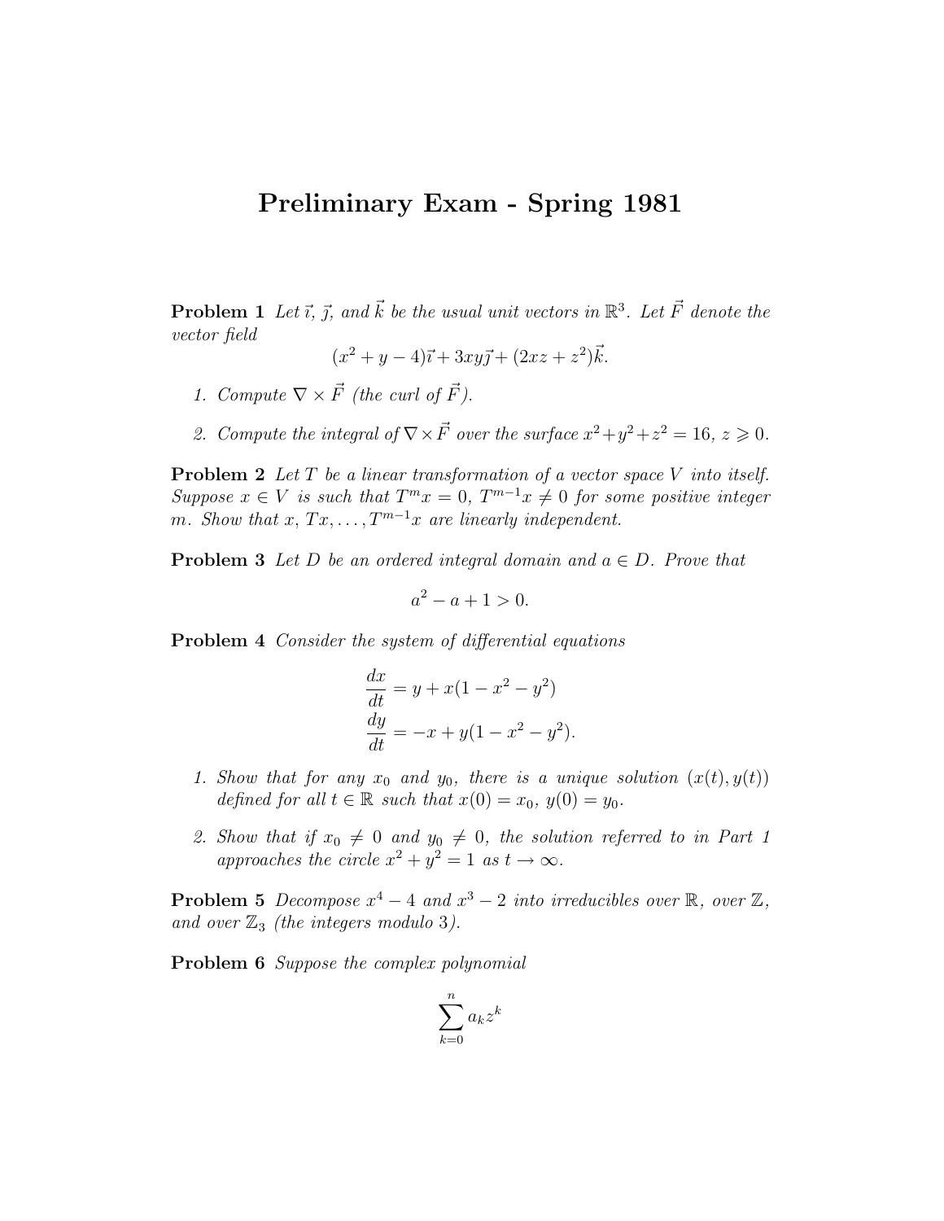# Preliminary Exam - Spring 1981

**Problem 1** *Let $\vec{\imath}$, $\vec{\jmath}$, and $\vec{k}$ be the usual unit vectors in $\mathbb{R}^3$. Let $\vec{F}$ denote the vector field*

$$(x^2 + y - 4)\vec{\imath} + 3xy\vec{\jmath} + (2xz + z^2)\vec{k}.$$

1. *Compute $\nabla \times \vec{F}$ (the curl of $\vec{F}$).*
2. *Compute the integral of $\nabla \times \vec{F}$ over the surface $x^2 + y^2 + z^2 = 16$, $z \geqslant 0$.*

**Problem 2** *Let $T$ be a linear transformation of a vector space $V$ into itself. Suppose $x \in V$ is such that $T^m x = 0$, $T^{m-1}x \neq 0$ for some positive integer $m$. Show that $x, Tx, \ldots, T^{m-1}x$ are linearly independent.*

**Problem 3** *Let $D$ be an ordered integral domain and $a \in D$. Prove that*

$$a^2 - a + 1 > 0.$$

**Problem 4** *Consider the system of differential equations*

$$\frac{dx}{dt} = y + x(1 - x^2 - y^2)$$
$$\frac{dy}{dt} = -x + y(1 - x^2 - y^2).$$

1. *Show that for any $x_0$ and $y_0$, there is a unique solution $(x(t), y(t))$ defined for all $t \in \mathbb{R}$ such that $x(0) = x_0$, $y(0) = y_0$.*
2. *Show that if $x_0 \neq 0$ and $y_0 \neq 0$, the solution referred to in Part 1 approaches the circle $x^2 + y^2 = 1$ as $t \to \infty$.*

**Problem 5** *Decompose $x^4 - 4$ and $x^3 - 2$ into irreducibles over $\mathbb{R}$, over $\mathbb{Z}$, and over $\mathbb{Z}_3$ (the integers modulo 3).*

**Problem 6** *Suppose the complex polynomial*

$$\sum_{k=0}^{n} a_k z^k$$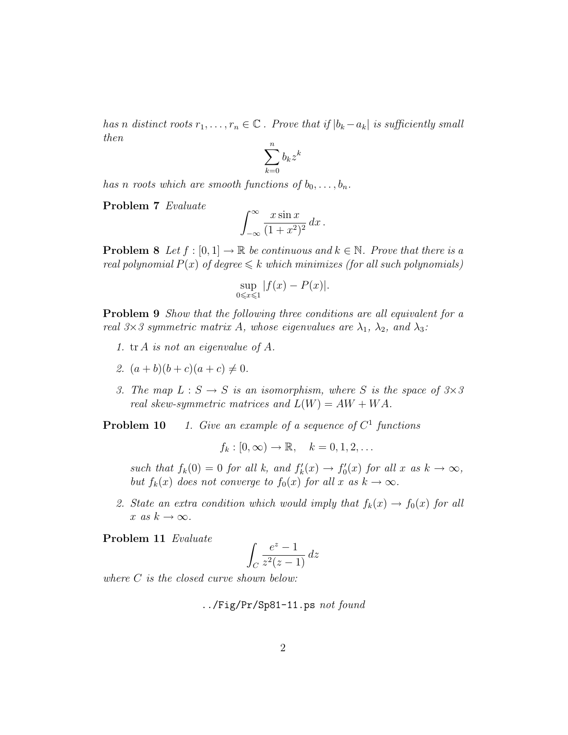*has $n$ distinct roots $r_1, \ldots, r_n \in \mathbb{C}$ . Prove that if $|b_k - a_k|$ is sufficiently small then*

$$\sum_{k=0}^{n} b_k z^k$$

*has $n$ roots which are smooth functions of $b_0, \ldots, b_n$.*

**Problem 7** *Evaluate*

$$\int_{-\infty}^{\infty} \frac{x \sin x}{(1+x^2)^2} \, dx \, .$$

**Problem 8** *Let $f : [0,1] \to \mathbb{R}$ be continuous and $k \in \mathbb{N}$. Prove that there is a real polynomial $P(x)$ of degree $\leqslant k$ which minimizes (for all such polynomials)*

$$\sup_{0 \leqslant x \leqslant 1} |f(x) - P(x)|.$$

**Problem 9** *Show that the following three conditions are all equivalent for a real 3×3 symmetric matrix $A$, whose eigenvalues are $\lambda_1$, $\lambda_2$, and $\lambda_3$:*

1. $\operatorname{tr} A$ *is not an eigenvalue of* $A$.
2. $(a+b)(b+c)(a+c) \neq 0$.
3. *The map $L : S \to S$ is an isomorphism, where $S$ is the space of 3×3 real skew-symmetric matrices and $L(W) = AW + WA$.*

**Problem 10**

1. *Give an example of a sequence of $C^1$ functions*

   $$f_k : [0, \infty) \to \mathbb{R}, \quad k = 0, 1, 2, \ldots$$

   *such that $f_k(0) = 0$ for all $k$, and $f_k'(x) \to f_0'(x)$ for all $x$ as $k \to \infty$, but $f_k(x)$ does not converge to $f_0(x)$ for all $x$ as $k \to \infty$.*

2. *State an extra condition which would imply that $f_k(x) \to f_0(x)$ for all $x$ as $k \to \infty$.*

**Problem 11** *Evaluate*

$$\int_C \frac{e^z - 1}{z^2(z-1)} \, dz$$

*where $C$ is the closed curve shown below:*

../Fig/Pr/Sp81-11.ps *not found*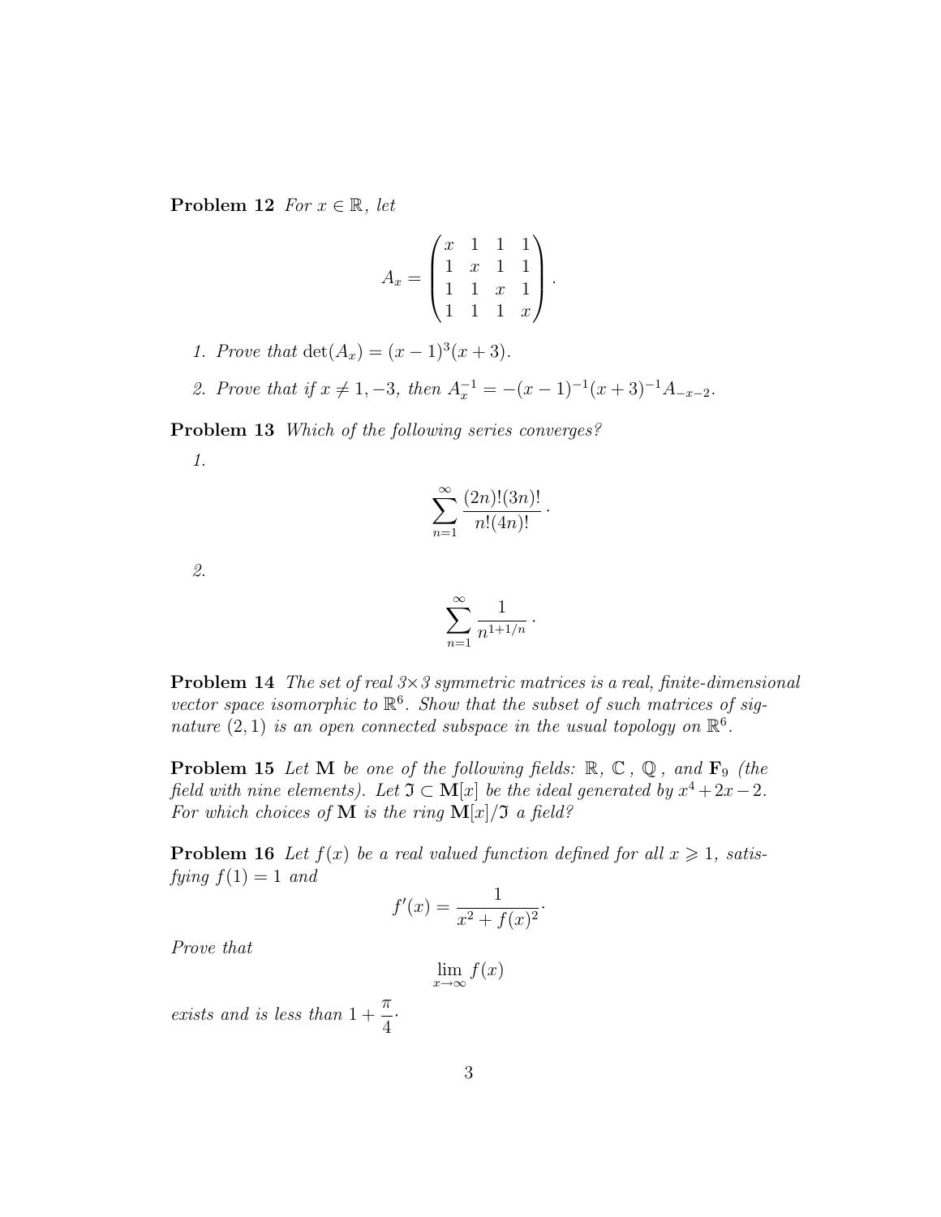**Problem 12** *For $x \in \mathbb{R}$, let*

$$A_x = \begin{pmatrix} x & 1 & 1 & 1 \\ 1 & x & 1 & 1 \\ 1 & 1 & x & 1 \\ 1 & 1 & 1 & x \end{pmatrix}.$$

1. *Prove that $\det(A_x) = (x-1)^3(x+3)$.*
2. *Prove that if $x \neq 1, -3$, then $A_x^{-1} = -(x-1)^{-1}(x+3)^{-1}A_{-x-2}$.*

**Problem 13** *Which of the following series converges?*

1.
$$\sum_{n=1}^{\infty} \frac{(2n)!(3n)!}{n!(4n)!}.$$

2.
$$\sum_{n=1}^{\infty} \frac{1}{n^{1+1/n}}.$$

**Problem 14** *The set of real 3×3 symmetric matrices is a real, finite-dimensional vector space isomorphic to $\mathbb{R}^6$. Show that the subset of such matrices of signature $(2,1)$ is an open connected subspace in the usual topology on $\mathbb{R}^6$.*

**Problem 15** *Let $\mathbf{M}$ be one of the following fields: $\mathbb{R}$, $\mathbb{C}$, $\mathbb{Q}$, and $\mathbf{F}_9$ (the field with nine elements). Let $\mathfrak{I} \subset \mathbf{M}[x]$ be the ideal generated by $x^4 + 2x - 2$. For which choices of $\mathbf{M}$ is the ring $\mathbf{M}[x]/\mathfrak{I}$ a field?*

**Problem 16** *Let $f(x)$ be a real valued function defined for all $x \geqslant 1$, satisfying $f(1) = 1$ and*

$$f'(x) = \frac{1}{x^2 + f(x)^2}.$$

*Prove that*

$$\lim_{x \to \infty} f(x)$$

*exists and is less than $1 + \dfrac{\pi}{4}$.*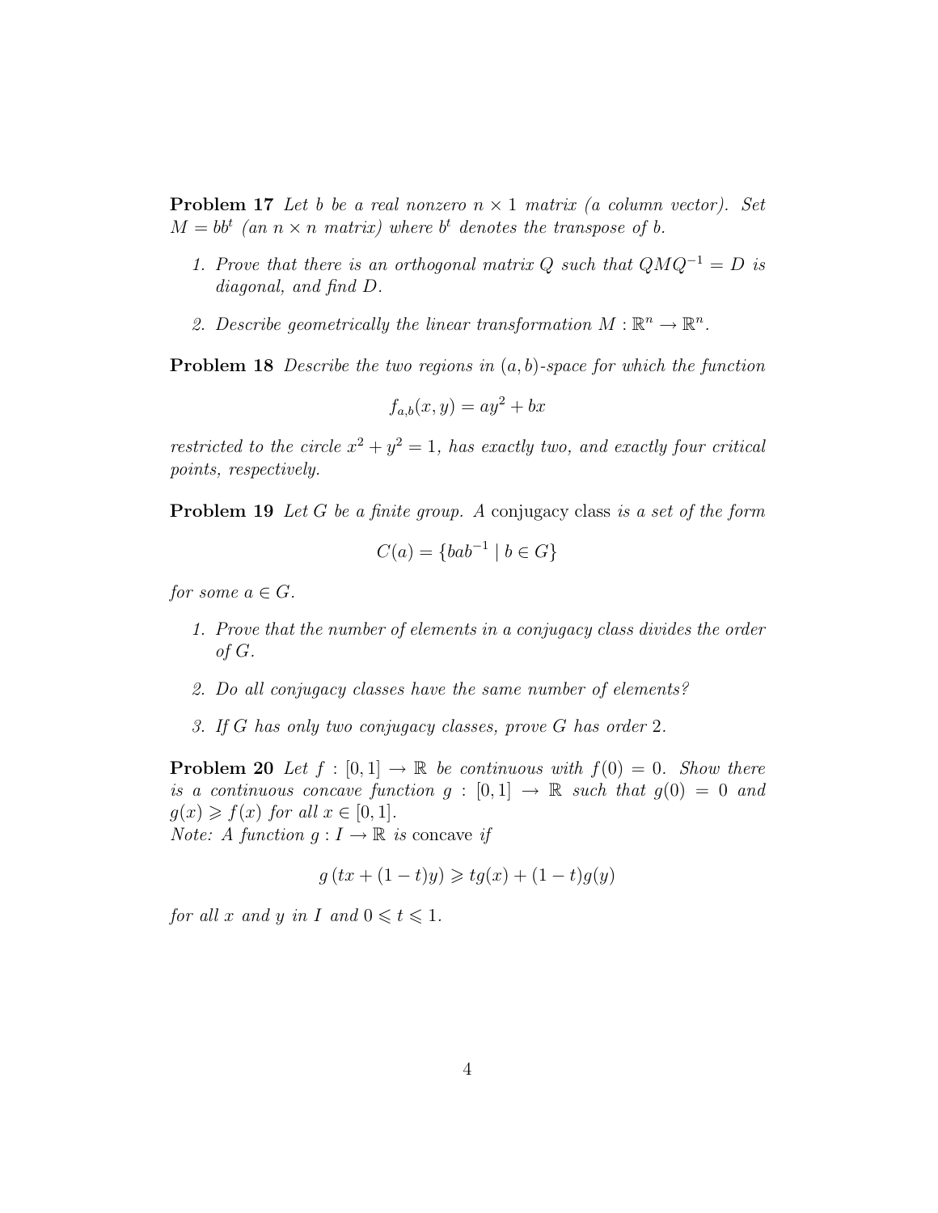**Problem 17** *Let $b$ be a real nonzero $n \times 1$ matrix (a column vector). Set $M = bb^t$ (an $n \times n$ matrix) where $b^t$ denotes the transpose of $b$.*

1. *Prove that there is an orthogonal matrix $Q$ such that $QMQ^{-1} = D$ is diagonal, and find $D$.*
2. *Describe geometrically the linear transformation $M : \mathbb{R}^n \to \mathbb{R}^n$.*

**Problem 18** *Describe the two regions in $(a, b)$-space for which the function*

$$f_{a,b}(x, y) = ay^2 + bx$$

*restricted to the circle $x^2 + y^2 = 1$, has exactly two, and exactly four critical points, respectively.*

**Problem 19** *Let $G$ be a finite group. A* conjugacy class *is a set of the form*

$$C(a) = \{bab^{-1} \mid b \in G\}$$

*for some $a \in G$.*

1. *Prove that the number of elements in a conjugacy class divides the order of $G$.*
2. *Do all conjugacy classes have the same number of elements?*
3. *If $G$ has only two conjugacy classes, prove $G$ has order 2.*

**Problem 20** *Let $f : [0, 1] \to \mathbb{R}$ be continuous with $f(0) = 0$. Show there is a continuous concave function $g : [0, 1] \to \mathbb{R}$ such that $g(0) = 0$ and $g(x) \geqslant f(x)$ for all $x \in [0, 1]$.*
*Note: A function $g : I \to \mathbb{R}$ is* concave *if*

$$g\left(tx + (1 - t)y\right) \geqslant tg(x) + (1 - t)g(y)$$

*for all $x$ and $y$ in $I$ and $0 \leqslant t \leqslant 1$.*